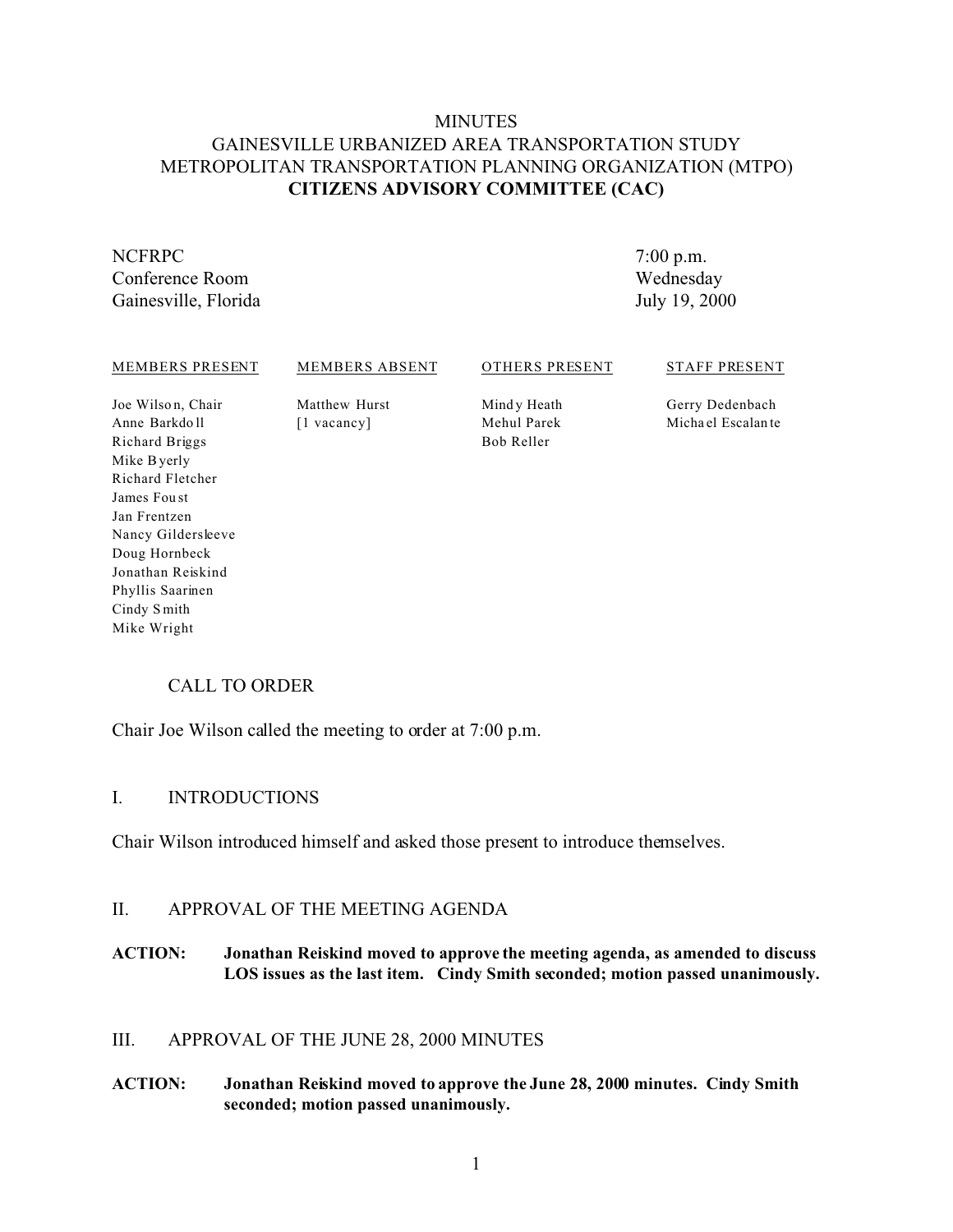# MINUTES
# GAINESVILLE URBANIZED AREA TRANSPORTATION STUDY
# METROPOLITAN TRANSPORTATION PLANNING ORGANIZATION (MTPO)
# **CITIZENS ADVISORY COMMITTEE (CAC)**

NCFRPC
Conference Room
Gainesville, Florida

7:00 p.m.
Wednesday
July 19, 2000

| MEMBERS PRESENT | MEMBERS ABSENT | OTHERS PRESENT | STAFF PRESENT |
|---|---|---|---|
| Joe Wilson, Chair | Matthew Hurst | Mindy Heath | Gerry Dedenbach |
| Anne Barkdoll | [1 vacancy] | Mehul Parek | Michael Escalante |
| Richard Briggs | | Bob Reller | |
| Mike Byerly | | | |
| Richard Fletcher | | | |
| James Foust | | | |
| Jan Frentzen | | | |
| Nancy Gildersleeve | | | |
| Doug Hornbeck | | | |
| Jonathan Reiskind | | | |
| Phyllis Saarinen | | | |
| Cindy Smith | | | |
| Mike Wright | | | |

## CALL TO ORDER

Chair Joe Wilson called the meeting to order at 7:00 p.m.

## I. INTRODUCTIONS

Chair Wilson introduced himself and asked those present to introduce themselves.

## II. APPROVAL OF THE MEETING AGENDA

**ACTION: Jonathan Reiskind moved to approve the meeting agenda, as amended to discuss LOS issues as the last item. Cindy Smith seconded; motion passed unanimously.**

## III. APPROVAL OF THE JUNE 28, 2000 MINUTES

**ACTION: Jonathan Reiskind moved to approve the June 28, 2000 minutes. Cindy Smith seconded; motion passed unanimously.**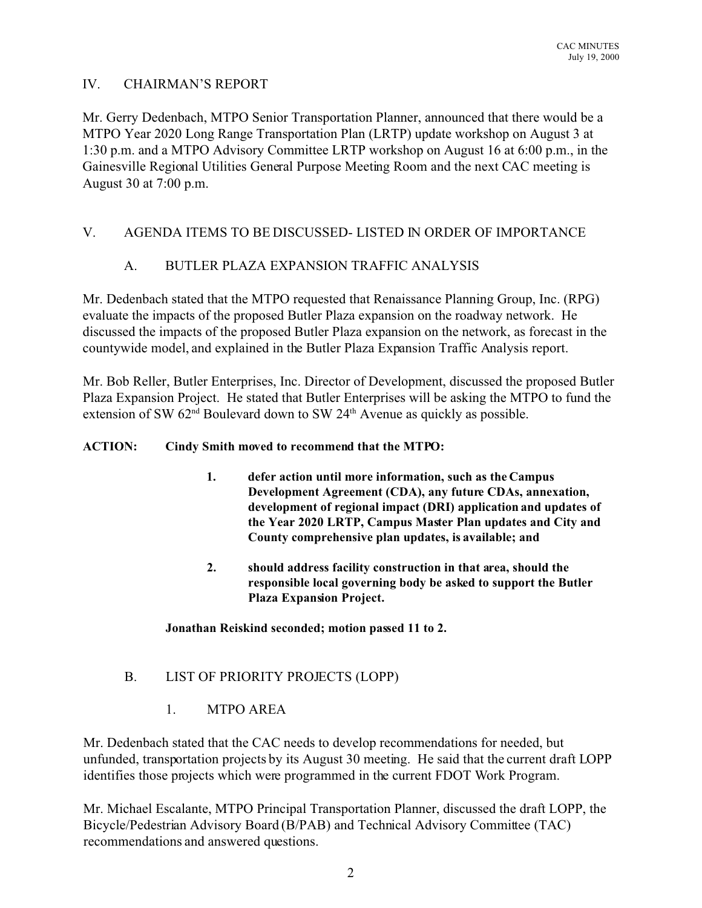## IV. CHAIRMAN'S REPORT

Mr. Gerry Dedenbach, MTPO Senior Transportation Planner, announced that there would be a MTPO Year 2020 Long Range Transportation Plan (LRTP) update workshop on August 3 at 1:30 p.m. and a MTPO Advisory Committee LRTP workshop on August 16 at 6:00 p.m., in the Gainesville Regional Utilities General Purpose Meeting Room and the next CAC meeting is August 30 at 7:00 p.m.

## V. AGENDA ITEMS TO BE DISCUSSED- LISTED IN ORDER OF IMPORTANCE

### A. BUTLER PLAZA EXPANSION TRAFFIC ANALYSIS

Mr. Dedenbach stated that the MTPO requested that Renaissance Planning Group, Inc. (RPG) evaluate the impacts of the proposed Butler Plaza expansion on the roadway network. He discussed the impacts of the proposed Butler Plaza expansion on the network, as forecast in the countywide model, and explained in the Butler Plaza Expansion Traffic Analysis report.

Mr. Bob Reller, Butler Enterprises, Inc. Director of Development, discussed the proposed Butler Plaza Expansion Project. He stated that Butler Enterprises will be asking the MTPO to fund the extension of SW 62nd Boulevard down to SW 24th Avenue as quickly as possible.

**ACTION: Cindy Smith moved to recommend that the MTPO:**

1. **defer action until more information, such as the Campus Development Agreement (CDA), any future CDAs, annexation, development of regional impact (DRI) application and updates of the Year 2020 LRTP, Campus Master Plan updates and City and County comprehensive plan updates, is available; and**

2. **should address facility construction in that area, should the responsible local governing body be asked to support the Butler Plaza Expansion Project.**

**Jonathan Reiskind seconded; motion passed 11 to 2.**

### B. LIST OF PRIORITY PROJECTS (LOPP)

#### 1. MTPO AREA

Mr. Dedenbach stated that the CAC needs to develop recommendations for needed, but unfunded, transportation projects by its August 30 meeting. He said that the current draft LOPP identifies those projects which were programmed in the current FDOT Work Program.

Mr. Michael Escalante, MTPO Principal Transportation Planner, discussed the draft LOPP, the Bicycle/Pedestrian Advisory Board (B/PAB) and Technical Advisory Committee (TAC) recommendations and answered questions.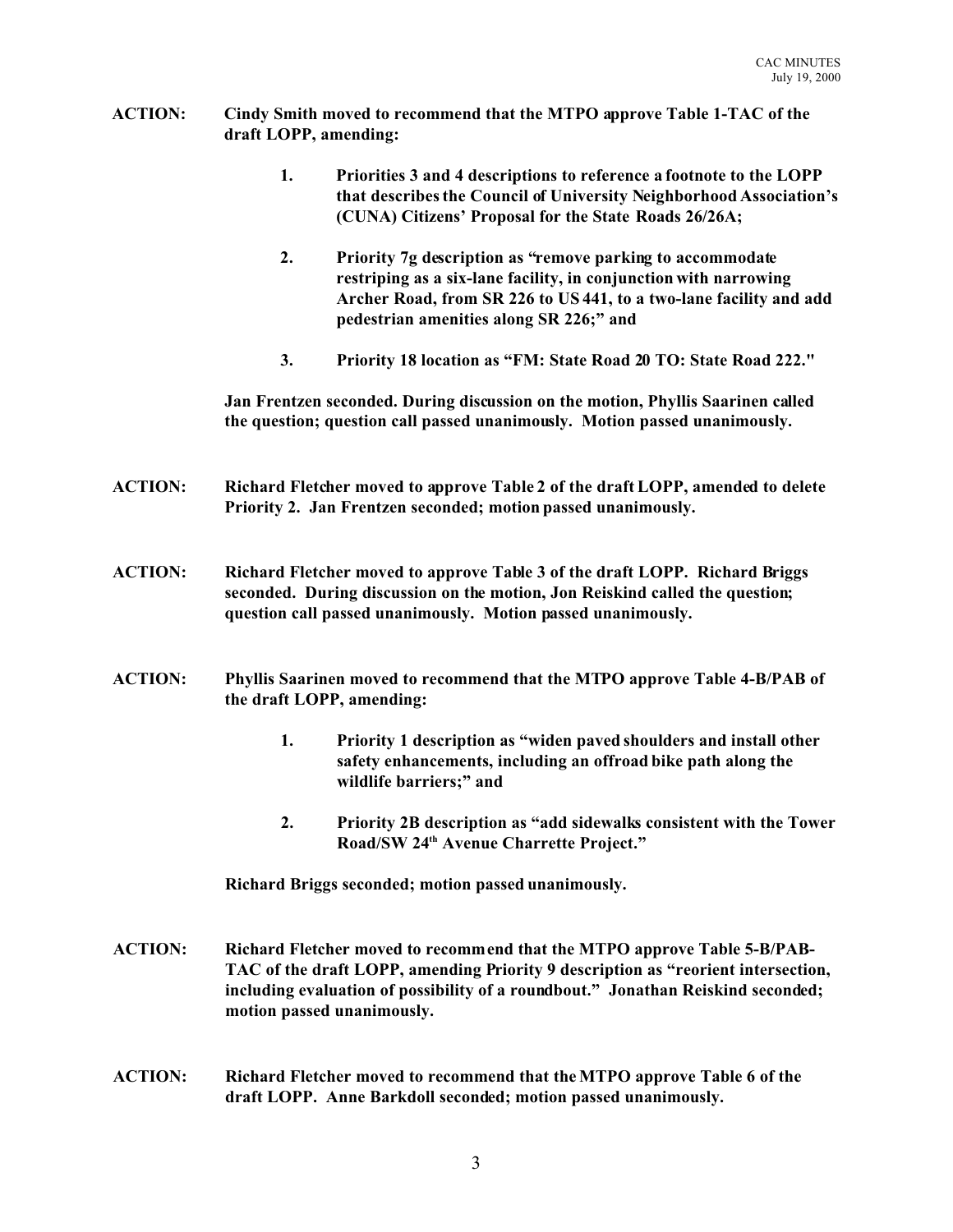**ACTION:** **Cindy Smith moved to recommend that the MTPO approve Table 1-TAC of the draft LOPP, amending:**

1. **Priorities 3 and 4 descriptions to reference a footnote to the LOPP that describes the Council of University Neighborhood Association's (CUNA) Citizens' Proposal for the State Roads 26/26A;**

2. **Priority 7g description as "remove parking to accommodate restriping as a six-lane facility, in conjunction with narrowing Archer Road, from SR 226 to US 441, to a two-lane facility and add pedestrian amenities along SR 226;" and**

3. **Priority 18 location as "FM: State Road 20 TO: State Road 222."**

**Jan Frentzen seconded. During discussion on the motion, Phyllis Saarinen called the question; question call passed unanimously. Motion passed unanimously.**

**ACTION:** **Richard Fletcher moved to approve Table 2 of the draft LOPP, amended to delete Priority 2. Jan Frentzen seconded; motion passed unanimously.**

**ACTION:** **Richard Fletcher moved to approve Table 3 of the draft LOPP. Richard Briggs seconded. During discussion on the motion, Jon Reiskind called the question; question call passed unanimously. Motion passed unanimously.**

**ACTION:** **Phyllis Saarinen moved to recommend that the MTPO approve Table 4-B/PAB of the draft LOPP, amending:**

1. **Priority 1 description as "widen paved shoulders and install other safety enhancements, including an offroad bike path along the wildlife barriers;" and**

2. **Priority 2B description as "add sidewalks consistent with the Tower Road/SW 24th Avenue Charrette Project."**

**Richard Briggs seconded; motion passed unanimously.**

**ACTION:** **Richard Fletcher moved to recommend that the MTPO approve Table 5-B/PAB-TAC of the draft LOPP, amending Priority 9 description as "reorient intersection, including evaluation of possibility of a roundbout." Jonathan Reiskind seconded; motion passed unanimously.**

**ACTION:** **Richard Fletcher moved to recommend that the MTPO approve Table 6 of the draft LOPP. Anne Barkdoll seconded; motion passed unanimously.**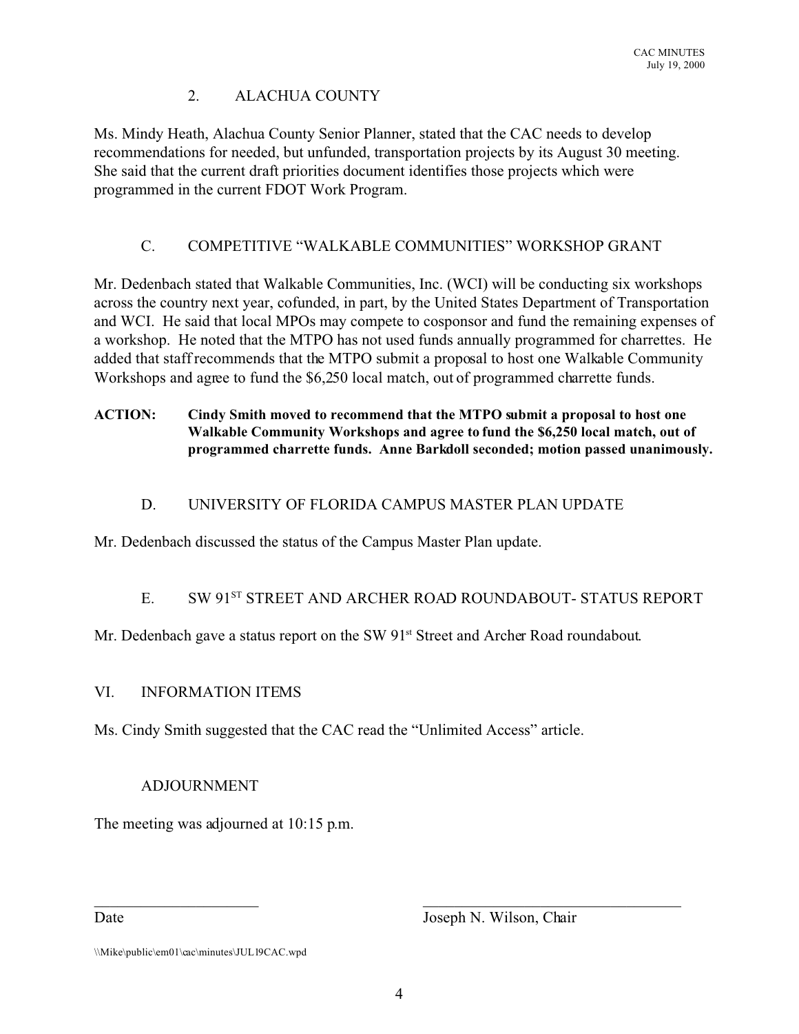### 2. ALACHUA COUNTY

Ms. Mindy Heath, Alachua County Senior Planner, stated that the CAC needs to develop recommendations for needed, but unfunded, transportation projects by its August 30 meeting. She said that the current draft priorities document identifies those projects which were programmed in the current FDOT Work Program.

## C. COMPETITIVE "WALKABLE COMMUNITIES" WORKSHOP GRANT

Mr. Dedenbach stated that Walkable Communities, Inc. (WCI) will be conducting six workshops across the country next year, cofunded, in part, by the United States Department of Transportation and WCI. He said that local MPOs may compete to cosponsor and fund the remaining expenses of a workshop. He noted that the MTPO has not used funds annually programmed for charrettes. He added that staff recommends that the MTPO submit a proposal to host one Walkable Community Workshops and agree to fund the $6,250 local match, out of programmed charrette funds.

**ACTION: Cindy Smith moved to recommend that the MTPO submit a proposal to host one Walkable Community Workshops and agree to fund the $6,250 local match, out of programmed charrette funds. Anne Barkdoll seconded; motion passed unanimously.**

## D. UNIVERSITY OF FLORIDA CAMPUS MASTER PLAN UPDATE

Mr. Dedenbach discussed the status of the Campus Master Plan update.

## E. SW 91ST STREET AND ARCHER ROAD ROUNDABOUT- STATUS REPORT

Mr. Dedenbach gave a status report on the SW 91st Street and Archer Road roundabout.

## VI. INFORMATION ITEMS

Ms. Cindy Smith suggested that the CAC read the "Unlimited Access" article.

## ADJOURNMENT

The meeting was adjourned at 10:15 p.m.

\_\_\_\_\_\_\_\_\_\_\_\_\_\_\_\_\_\_\_\_\_\_ \_\_\_\_\_\_\_\_\_\_\_\_\_\_\_\_\_\_\_\_\_\_\_\_\_\_\_\_\_\_\_\_\_\_\_

Date Joseph N. Wilson, Chair

\\Mike\public\em01\cac\minutes\JUL19CAC.wpd